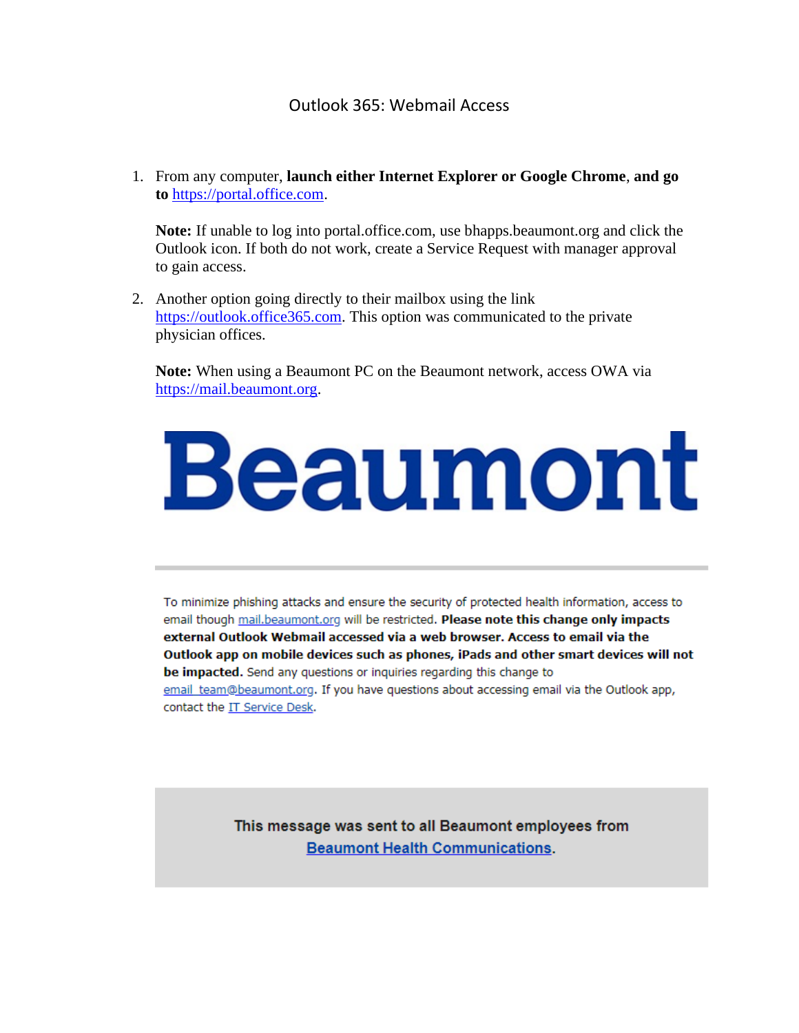# Outlook 365: Webmail Access

1. From any computer, **launch either Internet Explorer or Google Chrome**, **and go to** https://portal.office.com.

   **Note:** If unable to log into portal.office.com, use bhapps.beaumont.org and click the Outlook icon. If both do not work, create a Service Request with manager approval to gain access.

2. Another option going directly to their mailbox using the link https://outlook.office365.com. This option was communicated to the private physician offices.

   **Note:** When using a Beaumont PC on the Beaumont network, access OWA via https://mail.beaumont.org.

**Beaumont**

---

To minimize phishing attacks and ensure the security of protected health information, access to email though mail.beaumont.org will be restricted. **Please note this change only impacts external Outlook Webmail accessed via a web browser. Access to email via the Outlook app on mobile devices such as phones, iPads and other smart devices will not be impacted.** Send any questions or inquiries regarding this change to email_team@beaumont.org. If you have questions about accessing email via the Outlook app, contact the IT Service Desk.

**This message was sent to all Beaumont employees from Beaumont Health Communications.**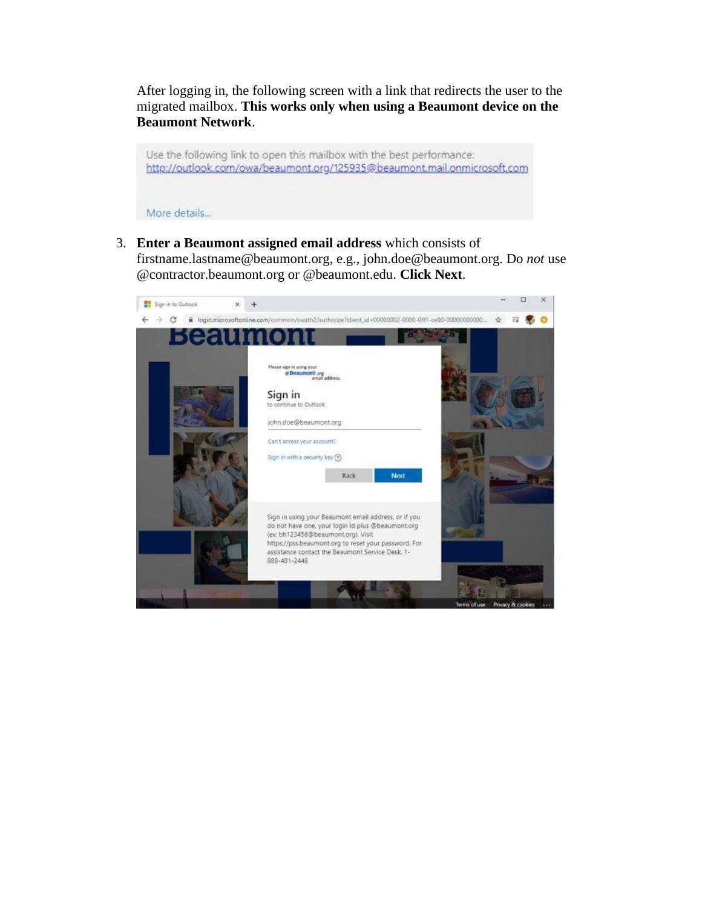After logging in, the following screen with a link that redirects the user to the migrated mailbox. **This works only when using a Beaumont device on the Beaumont Network**.

Use the following link to open this mailbox with the best performance:
http://outlook.com/owa/beaumont.org/125935@beaumont.mail.onmicrosoft.com

More details...

3. **Enter a Beaumont assigned email address** which consists of firstname.lastname@beaumont.org, e.g., john.doe@beaumont.org. Do *not* use @contractor.beaumont.org or @beaumont.edu. **Click Next**.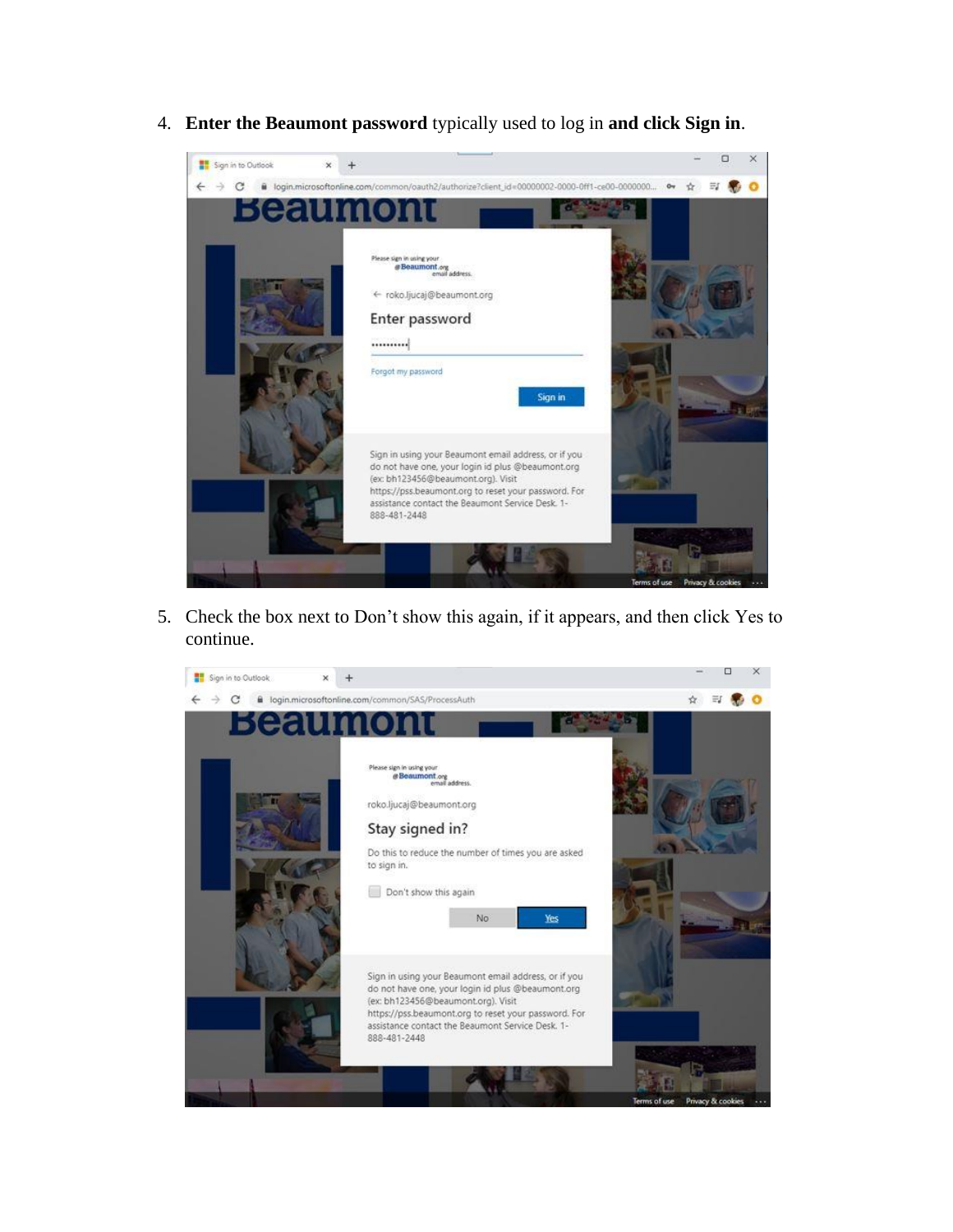4. **Enter the Beaumont password** typically used to log in **and click Sign in**.

5. Check the box next to Don't show this again, if it appears, and then click Yes to continue.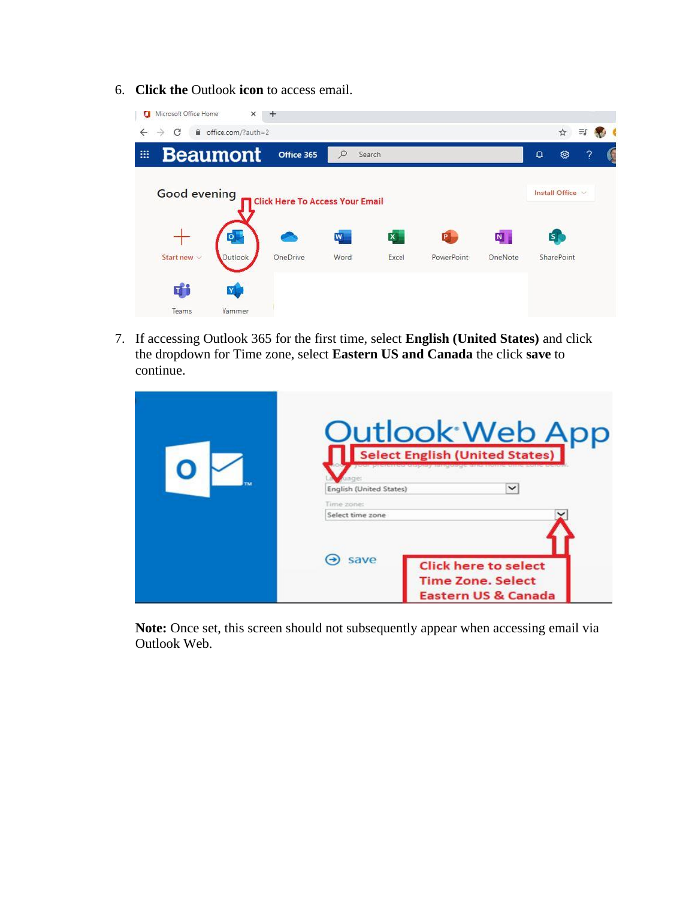6. **Click the** Outlook **icon** to access email.

7. If accessing Outlook 365 for the first time, select **English (United States)** and click the dropdown for Time zone, select **Eastern US and Canada** the click **save** to continue.

**Note:** Once set, this screen should not subsequently appear when accessing email via Outlook Web.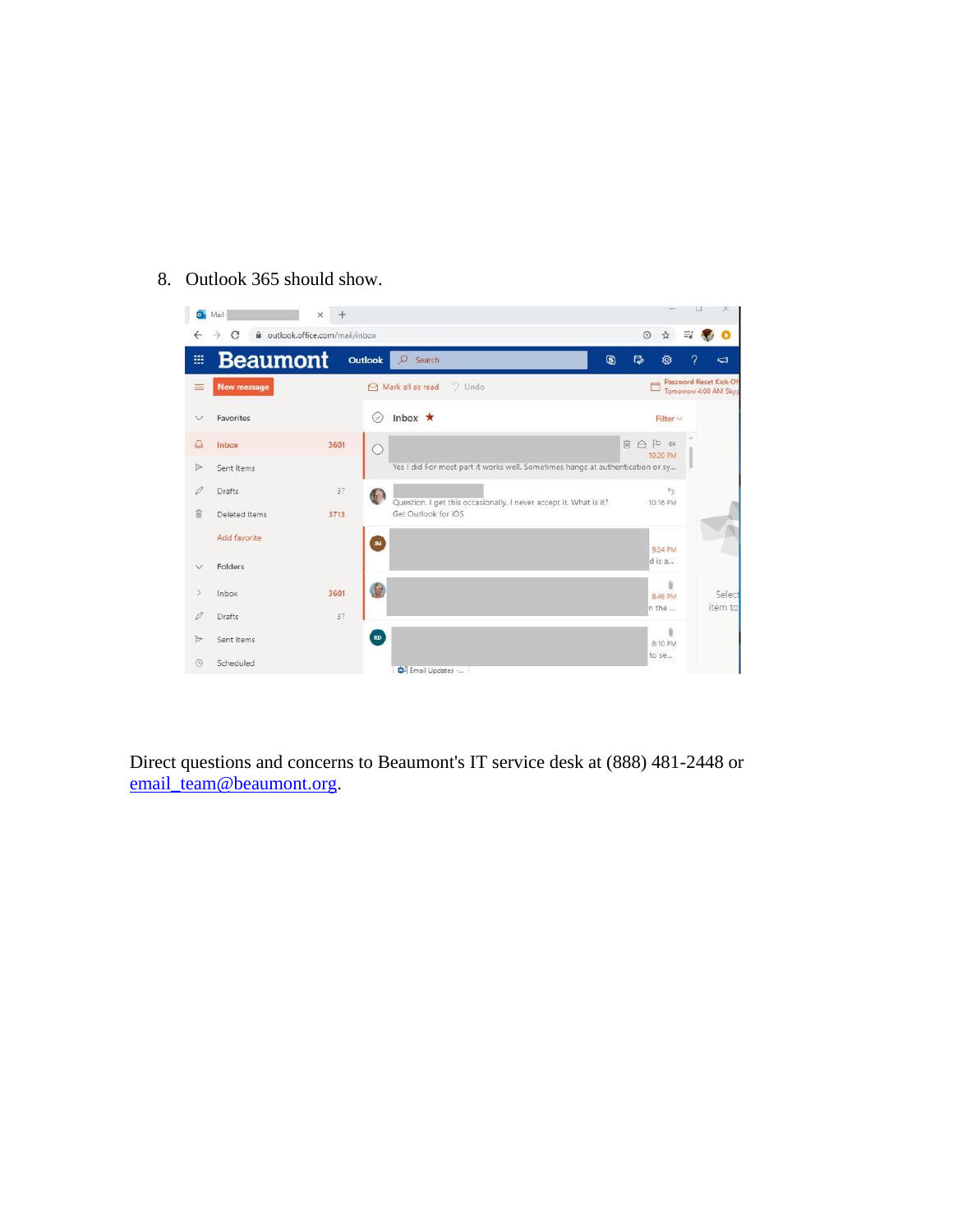8. Outlook 365 should show.

Direct questions and concerns to Beaumont's IT service desk at (888) 481-2448 or email_team@beaumont.org.